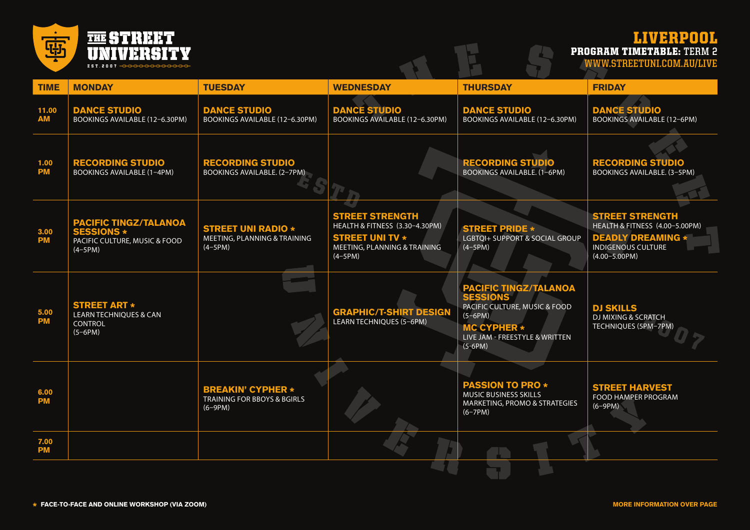# THE STREET UNIVERSITY

EST. 2007

## LIVERPOOL

**PROGRAM TIMETABLE:** TERM 2

WWW.STREETUNI.COM.AU/LIVE

| TIME | MONDAY | TUESDAY | WEDNESDAY | THURSDAY | FRIDAY |
|---|---|---|---|---|---|
| 11.00 AM | **DANCE STUDIO** BOOKINGS AVAILABLE (12–6.30PM) | **DANCE STUDIO** BOOKINGS AVAILABLE (12–6.30PM) | **DANCE STUDIO** BOOKINGS AVAILABLE (12–6.30PM) | **DANCE STUDIO** BOOKINGS AVAILABLE (12–6.30PM) | **DANCE STUDIO** BOOKINGS AVAILABLE (12–6PM) |
| 1.00 PM | **RECORDING STUDIO** BOOKINGS AVAILABLE (1–4PM) | **RECORDING STUDIO** BOOKINGS AVAILABLE. (2–7PM) | | **RECORDING STUDIO** BOOKINGS AVAILABLE. (1–6PM) | **RECORDING STUDIO** BOOKINGS AVAILABLE. (3–5PM) |
| 3.00 PM | **PACIFIC TINGZ/TALANOA SESSIONS** * PACIFIC CULTURE, MUSIC & FOOD (4–5PM) | **STREET UNI RADIO** * MEETING, PLANNING & TRAINING (4–5PM) | **STREET STRENGTH** HEALTH & FITNESS (3.30–4.30PM) **STREET UNI TV** * MEETING, PLANNING & TRAINING (4–5PM) | **STREET PRIDE** * LGBTQI+ SUPPORT & SOCIAL GROUP (4–5PM) | **STREET STRENGTH** HEALTH & FITNESS (4.00–5.00PM) **DEADLY DREAMING** * INDIGENOUS CULTURE (4.00–5.00PM) |
| 5.00 PM | **STREET ART** * LEARN TECHNIQUES & CAN CONTROL (5–6PM) | | **GRAPHIC/T-SHIRT DESIGN** LEARN TECHNIQUES (5–6PM) | **PACIFIC TINGZ/TALANOA SESSIONS** PACIFIC CULTURE, MUSIC & FOOD (5–6PM) **MC CYPHER** * LIVE JAM - FREESTYLE & WRITTEN (5-6PM) | **DJ SKILLS** DJ MIXING & SCRATCH TECHNIQUES (5PM–7PM) |
| 6.00 PM | | **BREAKIN' CYPHER** * TRAINING FOR BBOYS & BGIRLS (6–9PM) | | **PASSION TO PRO** * MUSIC BUSINESS SKILLS MARKETING, PROMO & STRATEGIES (6–7PM) | **STREET HARVEST** FOOD HAMPER PROGRAM (6–9PM) |
| 7.00 PM | | | | | |

* FACE-TO-FACE AND ONLINE WORKSHOP (VIA ZOOM)

MORE INFORMATION OVER PAGE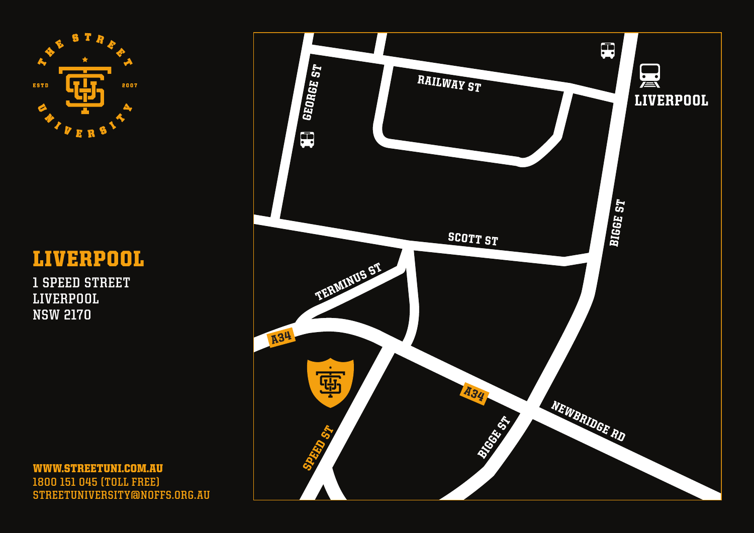THE STREET UNIVERSITY

ESTD 2007

# LIVERPOOL

1 SPEED STREET
LIVERPOOL
NSW 2170

**WWW.STREETUNI.COM.AU**
1800 151 045 (TOLL FREE)
STREETUNIVERSITY@NOFFS.ORG.AU

GEORGE ST
RAILWAY ST
LIVERPOOL
BIGGE ST
SCOTT ST
TERMINUS ST
A34
A34
SPEED ST
BIGGE ST
NEWBRIDGE RD